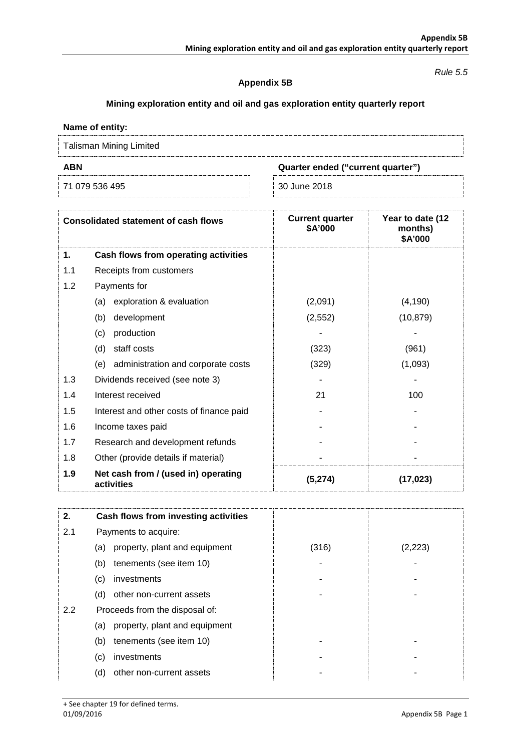*Rule 5.5*

**Appendix 5B**

**Mining exploration entity and oil and gas exploration entity quarterly report**

**Name of entity:**

Talisman Mining Limited

| **ABN** | **Quarter ended ("current quarter")** |
|---|---|
| 71 079 536 495 | 30 June 2018 |

| **Consolidated statement of cash flows** | | **Current quarter $A'000** | **Year to date (12 months) $A'000** |
|---|---|---|---|
| **1.** | **Cash flows from operating activities** | | |
| 1.1 | Receipts from customers | | |
| 1.2 | Payments for | | |
| | (a) exploration & evaluation | (2,091) | (4,190) |
| | (b) development | (2,552) | (10,879) |
| | (c) production | - | - |
| | (d) staff costs | (323) | (961) |
| | (e) administration and corporate costs | (329) | (1,093) |
| 1.3 | Dividends received (see note 3) | - | - |
| 1.4 | Interest received | 21 | 100 |
| 1.5 | Interest and other costs of finance paid | - | - |
| 1.6 | Income taxes paid | - | - |
| 1.7 | Research and development refunds | - | - |
| 1.8 | Other (provide details if material) | - | - |
| **1.9** | **Net cash from / (used in) operating activities** | **(5,274)** | **(17,023)** |

| | | | |
|---|---|---|---|
| **2.** | **Cash flows from investing activities** | | |
| 2.1 | Payments to acquire: | | |
| | (a) property, plant and equipment | (316) | (2,223) |
| | (b) tenements (see item 10) | - | - |
| | (c) investments | - | - |
| | (d) other non-current assets | - | - |
| 2.2 | Proceeds from the disposal of: | | |
| | (a) property, plant and equipment | | |
| | (b) tenements (see item 10) | - | - |
| | (c) investments | - | - |
| | (d) other non-current assets | - | - |

+ See chapter 19 for defined terms.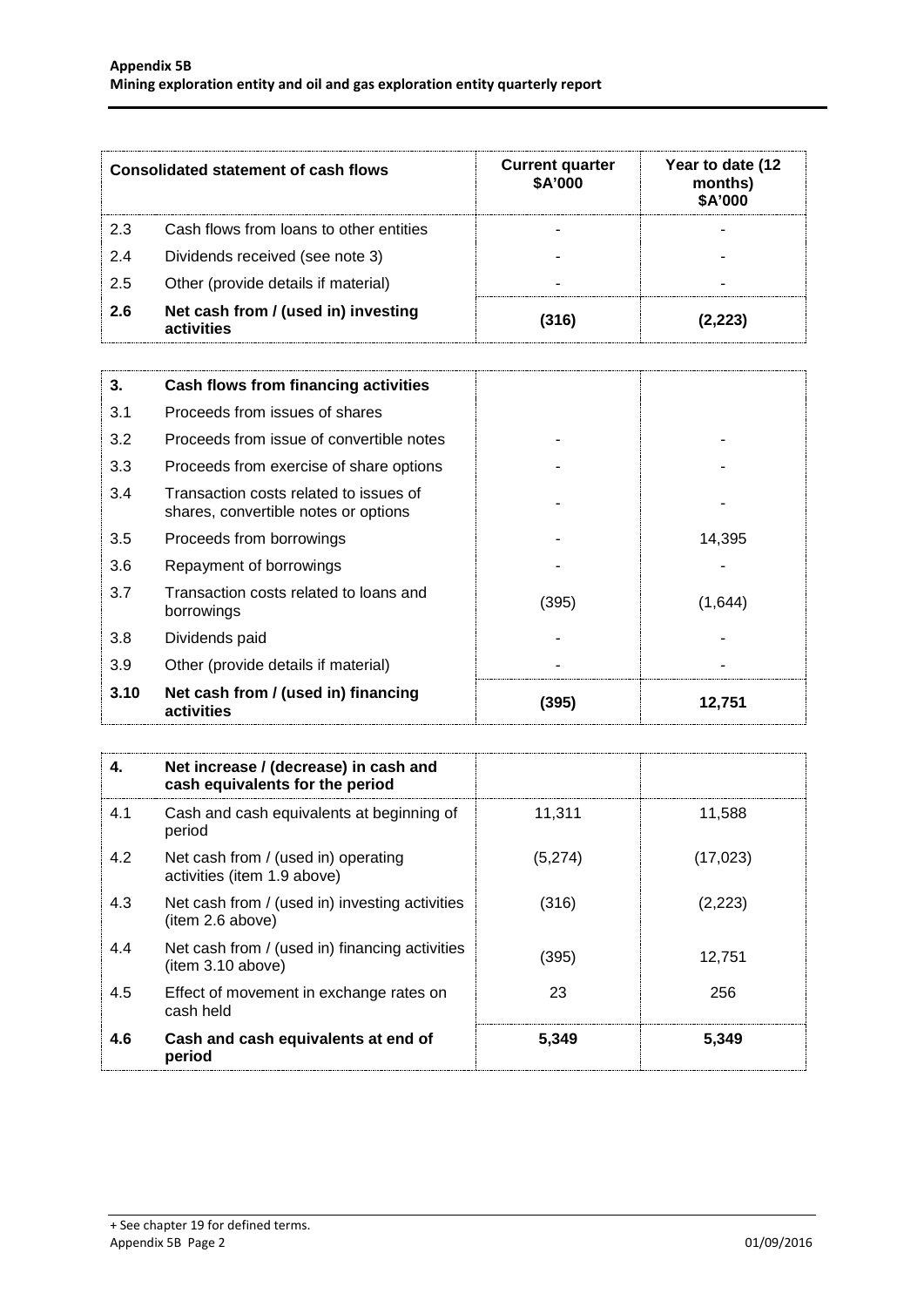| Consolidated statement of cash flows | | Current quarter $A'000 | Year to date (12 months) $A'000 |
|---|---|---|---|
| 2.3 | Cash flows from loans to other entities | - | - |
| 2.4 | Dividends received (see note 3) | - | - |
| 2.5 | Other (provide details if material) | - | - |
| **2.6** | **Net cash from / (used in) investing activities** | **(316)** | **(2,223)** |

| | | | |
|---|---|---|---|
| **3.** | **Cash flows from financing activities** | | |
| 3.1 | Proceeds from issues of shares | | |
| 3.2 | Proceeds from issue of convertible notes | - | - |
| 3.3 | Proceeds from exercise of share options | - | - |
| 3.4 | Transaction costs related to issues of shares, convertible notes or options | - | - |
| 3.5 | Proceeds from borrowings | - | 14,395 |
| 3.6 | Repayment of borrowings | - | - |
| 3.7 | Transaction costs related to loans and borrowings | (395) | (1,644) |
| 3.8 | Dividends paid | - | - |
| 3.9 | Other (provide details if material) | - | - |
| **3.10** | **Net cash from / (used in) financing activities** | **(395)** | **12,751** |

| | | | |
|---|---|---|---|
| **4.** | **Net increase / (decrease) in cash and cash equivalents for the period** | | |
| 4.1 | Cash and cash equivalents at beginning of period | 11,311 | 11,588 |
| 4.2 | Net cash from / (used in) operating activities (item 1.9 above) | (5,274) | (17,023) |
| 4.3 | Net cash from / (used in) investing activities (item 2.6 above) | (316) | (2,223) |
| 4.4 | Net cash from / (used in) financing activities (item 3.10 above) | (395) | 12,751 |
| 4.5 | Effect of movement in exchange rates on cash held | 23 | 256 |
| **4.6** | **Cash and cash equivalents at end of period** | **5,349** | **5,349** |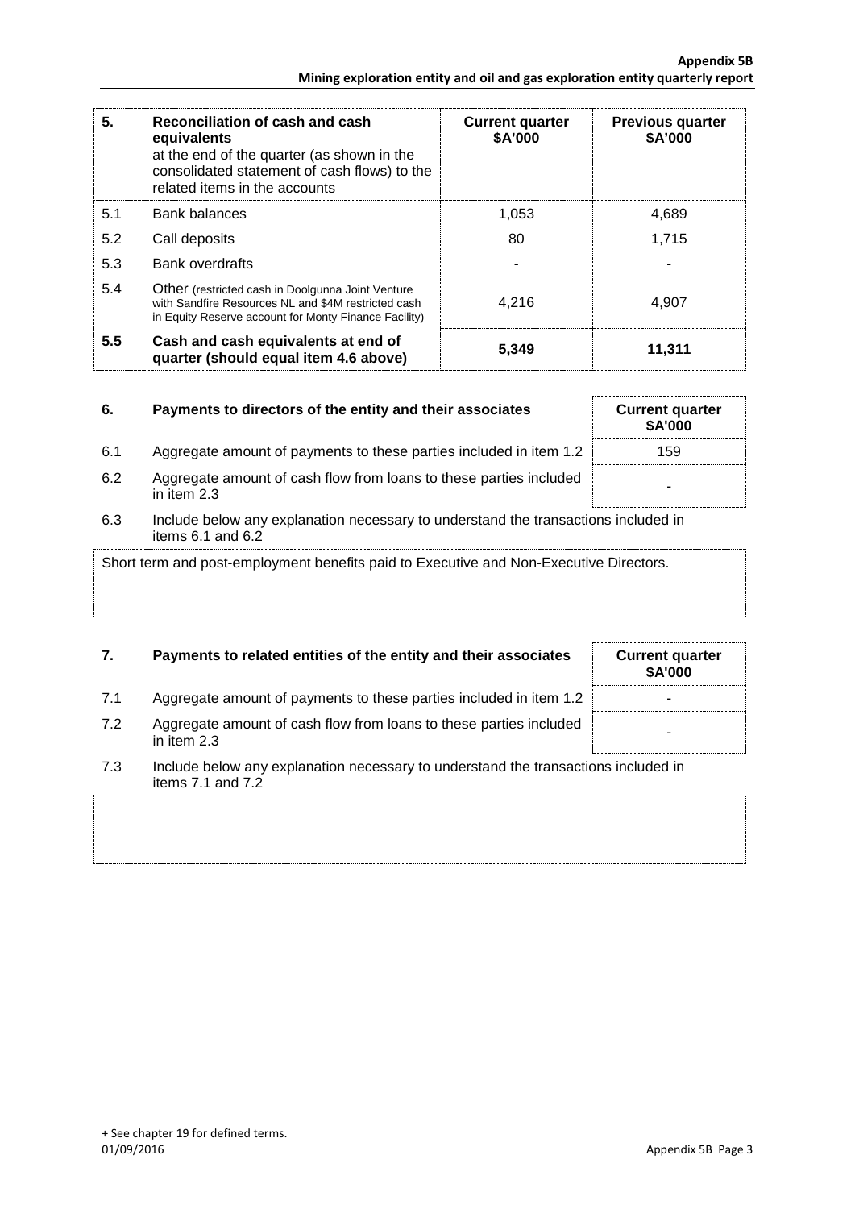| 5. | Reconciliation of cash and cash equivalents at the end of the quarter (as shown in the consolidated statement of cash flows) to the related items in the accounts | Current quarter $A'000 | Previous quarter $A'000 |
|---|---|---|---|
| 5.1 | Bank balances | 1,053 | 4,689 |
| 5.2 | Call deposits | 80 | 1,715 |
| 5.3 | Bank overdrafts | - | - |
| 5.4 | Other (restricted cash in Doolgunna Joint Venture with Sandfire Resources NL and $4M restricted cash in Equity Reserve account for Monty Finance Facility) | 4,216 | 4,907 |
| **5.5** | **Cash and cash equivalents at end of quarter (should equal item 4.6 above)** | **5,349** | **11,311** |

| 6. | Payments to directors of the entity and their associates | Current quarter $A'000 |
|---|---|---|
| 6.1 | Aggregate amount of payments to these parties included in item 1.2 | 159 |
| 6.2 | Aggregate amount of cash flow from loans to these parties included in item 2.3 | - |

6.3 Include below any explanation necessary to understand the transactions included in items 6.1 and 6.2

Short term and post-employment benefits paid to Executive and Non-Executive Directors.

| 7. | Payments to related entities of the entity and their associates | Current quarter $A'000 |
|---|---|---|
| 7.1 | Aggregate amount of payments to these parties included in item 1.2 | - |
| 7.2 | Aggregate amount of cash flow from loans to these parties included in item 2.3 | - |

7.3 Include below any explanation necessary to understand the transactions included in items 7.1 and 7.2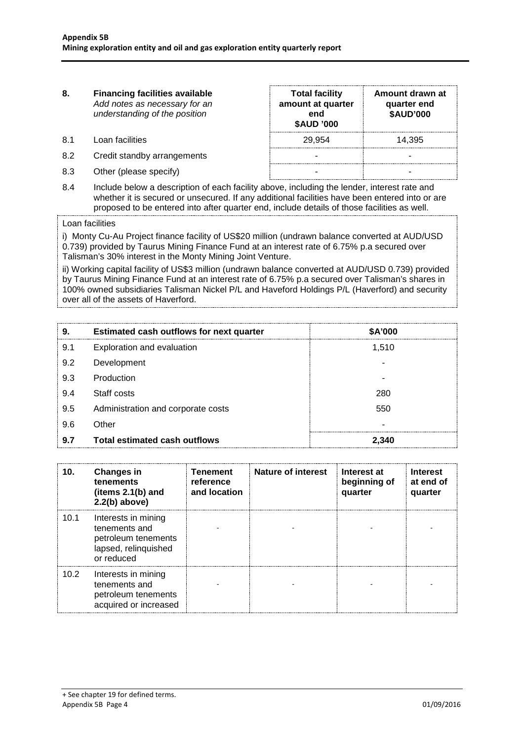| 8. | **Financing facilities available** *Add notes as necessary for an understanding of the position* | **Total facility amount at quarter end $AUD '000** | **Amount drawn at quarter end $AUD'000** |
|---|---|---|---|
| 8.1 | Loan facilities | 29,954 | 14,395 |
| 8.2 | Credit standby arrangements | - | - |
| 8.3 | Other (please specify) | - | - |

8.4 Include below a description of each facility above, including the lender, interest rate and whether it is secured or unsecured. If any additional facilities have been entered into or are proposed to be entered into after quarter end, include details of those facilities as well.

Loan facilities

i) Monty Cu-Au Project finance facility of US$20 million (undrawn balance converted at AUD/USD 0.739) provided by Taurus Mining Finance Fund at an interest rate of 6.75% p.a secured over Talisman's 30% interest in the Monty Mining Joint Venture.

ii) Working capital facility of US$3 million (undrawn balance converted at AUD/USD 0.739) provided by Taurus Mining Finance Fund at an interest rate of 6.75% p.a secured over Talisman's shares in 100% owned subsidiaries Talisman Nickel P/L and Haveford Holdings P/L (Haverford) and security over all of the assets of Haverford.

| 9. | Estimated cash outflows for next quarter | $A'000 |
|---|---|---|
| 9.1 | Exploration and evaluation | 1,510 |
| 9.2 | Development | - |
| 9.3 | Production | - |
| 9.4 | Staff costs | 280 |
| 9.5 | Administration and corporate costs | 550 |
| 9.6 | Other | - |
| **9.7** | **Total estimated cash outflows** | **2,340** |

| 10. | Changes in tenements (items 2.1(b) and 2.2(b) above) | Tenement reference and location | Nature of interest | Interest at beginning of quarter | Interest at end of quarter |
|---|---|---|---|---|---|
| 10.1 | Interests in mining tenements and petroleum tenements lapsed, relinquished or reduced | - | - | - | - |
| 10.2 | Interests in mining tenements and petroleum tenements acquired or increased | - | - | - | - |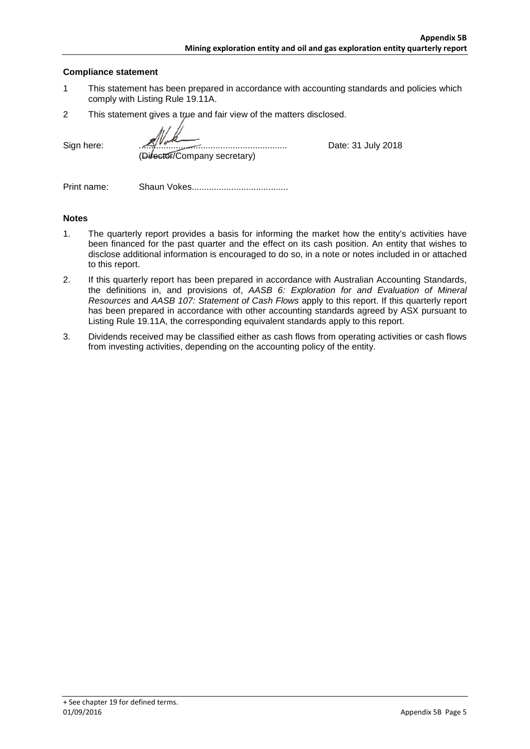**Compliance statement**

1. This statement has been prepared in accordance with accounting standards and policies which comply with Listing Rule 19.11A.
2. This statement gives a true and fair view of the matters disclosed.

Sign here: ........................................................ Date: 31 July 2018
(~~Director~~/Company secretary)

Print name: Shaun Vokes.......................................

**Notes**

1. The quarterly report provides a basis for informing the market how the entity's activities have been financed for the past quarter and the effect on its cash position. An entity that wishes to disclose additional information is encouraged to do so, in a note or notes included in or attached to this report.
2. If this quarterly report has been prepared in accordance with Australian Accounting Standards, the definitions in, and provisions of, *AASB 6: Exploration for and Evaluation of Mineral Resources* and *AASB 107: Statement of Cash Flows* apply to this report. If this quarterly report has been prepared in accordance with other accounting standards agreed by ASX pursuant to Listing Rule 19.11A, the corresponding equivalent standards apply to this report.
3. Dividends received may be classified either as cash flows from operating activities or cash flows from investing activities, depending on the accounting policy of the entity.